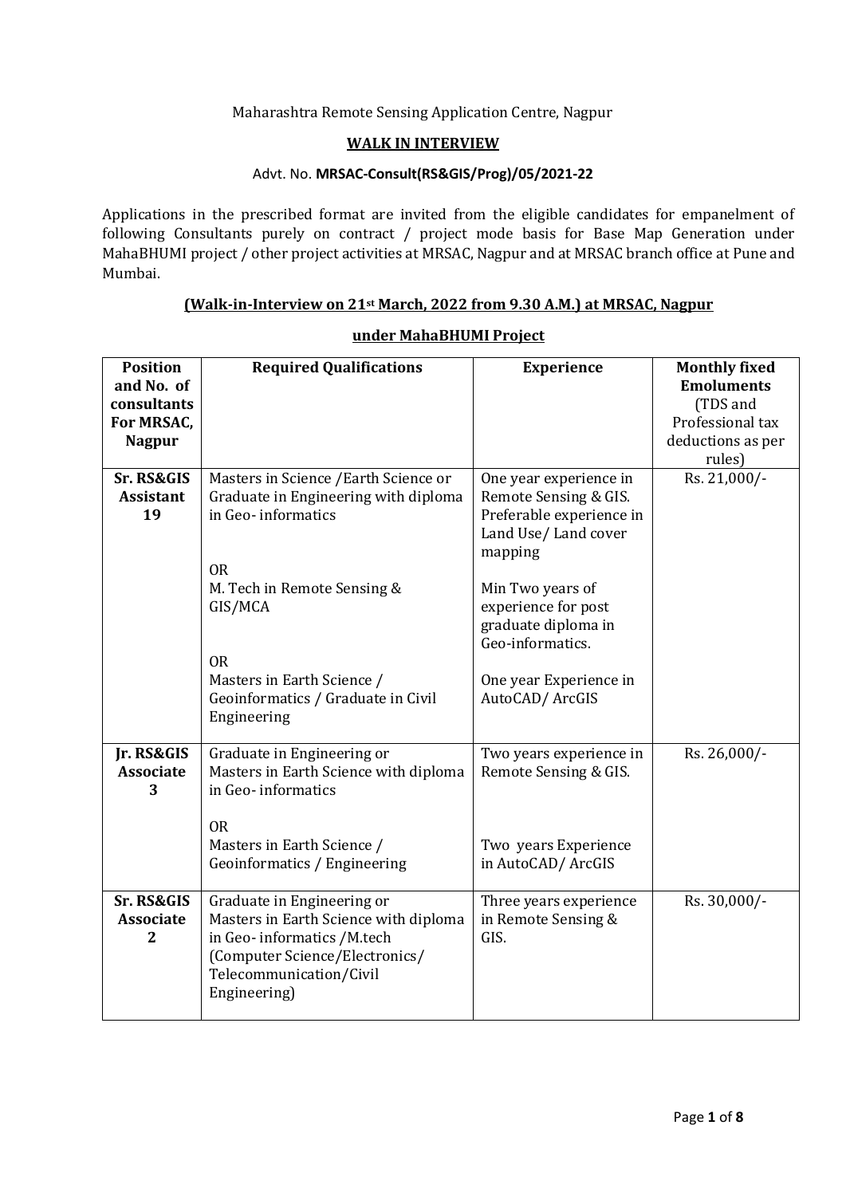Maharashtra Remote Sensing Application Centre, Nagpur

**WALK IN INTERVIEW**

Advt. No. **MRSAC-Consult(RS&GIS/Prog)/05/2021-22**

Applications in the prescribed format are invited from the eligible candidates for empanelment of following Consultants purely on contract / project mode basis for Base Map Generation under MahaBHUMI project / other project activities at MRSAC, Nagpur and at MRSAC branch office at Pune and Mumbai.

**(Walk-in-Interview on 21st March, 2022 from 9.30 A.M.) at MRSAC, Nagpur**

**under MahaBHUMI Project**

| **Position and No. of consultants For MRSAC, Nagpur** | **Required Qualifications** | **Experience** | **Monthly fixed Emoluments** (TDS and Professional tax deductions as per rules) |
|---|---|---|---|
| **Sr. RS&GIS Assistant 19** | Masters in Science /Earth Science or Graduate in Engineering with diploma in Geo- informatics<br><br>OR<br>M. Tech in Remote Sensing & GIS/MCA<br><br>OR<br>Masters in Earth Science / Geoinformatics / Graduate in Civil Engineering | One year experience in Remote Sensing & GIS. Preferable experience in Land Use/ Land cover mapping<br><br>Min Two years of experience for post graduate diploma in Geo-informatics.<br><br>One year Experience in AutoCAD/ ArcGIS | Rs. 21,000/- |
| **Jr. RS&GIS Associate 3** | Graduate in Engineering or Masters in Earth Science with diploma in Geo- informatics<br><br>OR<br>Masters in Earth Science / Geoinformatics / Engineering | Two years experience in Remote Sensing & GIS.<br><br>Two years Experience in AutoCAD/ ArcGIS | Rs. 26,000/- |
| **Sr. RS&GIS Associate 2** | Graduate in Engineering or Masters in Earth Science with diploma in Geo- informatics /M.tech (Computer Science/Electronics/ Telecommunication/Civil Engineering) | Three years experience in Remote Sensing & GIS. | Rs. 30,000/- |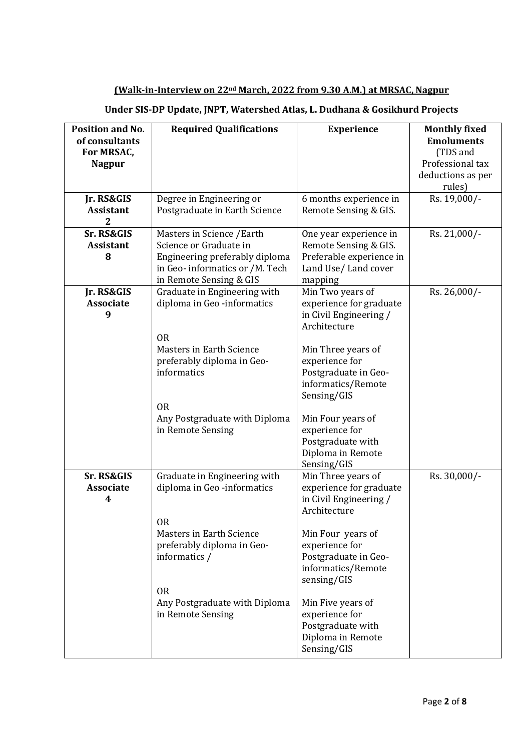**(Walk-in-Interview on 22nd March, 2022 from 9.30 A.M.) at MRSAC, Nagpur**

**Under SIS-DP Update, JNPT, Watershed Atlas, L. Dudhana & Gosikhurd Projects**

| **Position and No. of consultants For MRSAC, Nagpur** | **Required Qualifications** | **Experience** | **Monthly fixed Emoluments** (TDS and Professional tax deductions as per rules) |
|---|---|---|---|
| **Jr. RS&GIS Assistant 2** | Degree in Engineering or Postgraduate in Earth Science | 6 months experience in Remote Sensing & GIS. | Rs. 19,000/- |
| **Sr. RS&GIS Assistant 8** | Masters in Science /Earth Science or Graduate in Engineering preferably diploma in Geo- informatics or /M. Tech in Remote Sensing & GIS | One year experience in Remote Sensing & GIS. Preferable experience in Land Use/ Land cover mapping | Rs. 21,000/- |
| **Jr. RS&GIS Associate 9** | Graduate in Engineering with diploma in Geo -informatics<br><br>OR<br>Masters in Earth Science preferably diploma in Geo-informatics<br><br>OR<br>Any Postgraduate with Diploma in Remote Sensing | Min Two years of experience for graduate in Civil Engineering / Architecture<br><br>Min Three years of experience for Postgraduate in Geo-informatics/Remote Sensing/GIS<br><br>Min Four years of experience for Postgraduate with Diploma in Remote Sensing/GIS | Rs. 26,000/- |
| **Sr. RS&GIS Associate 4** | Graduate in Engineering with diploma in Geo -informatics<br><br>OR<br>Masters in Earth Science preferably diploma in Geo-informatics /<br><br>OR<br>Any Postgraduate with Diploma in Remote Sensing | Min Three years of experience for graduate in Civil Engineering / Architecture<br><br>Min Four years of experience for Postgraduate in Geo-informatics/Remote sensing/GIS<br><br>Min Five years of experience for Postgraduate with Diploma in Remote Sensing/GIS | Rs. 30,000/- |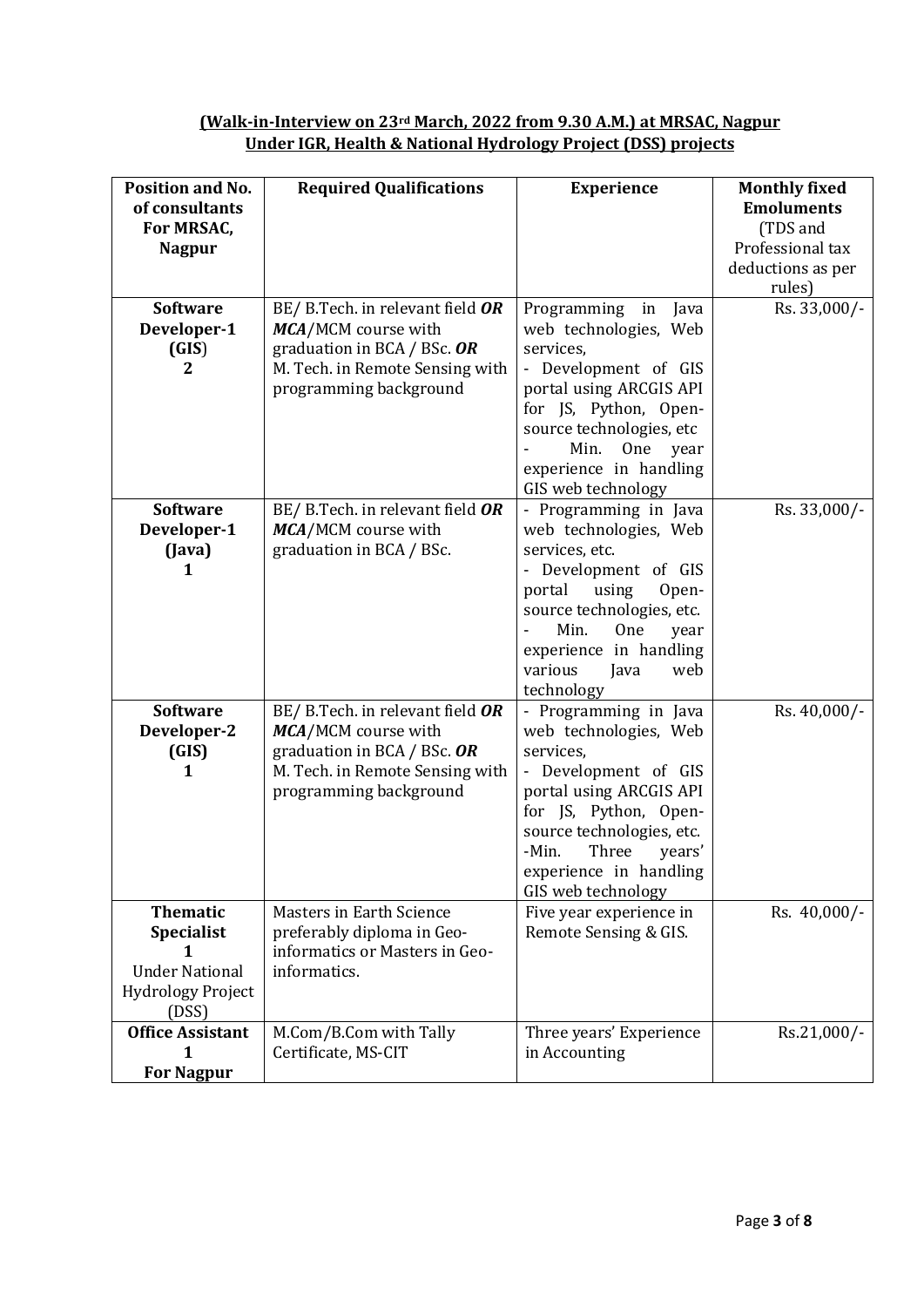**(Walk-in-Interview on 23rd March, 2022 from 9.30 A.M.) at MRSAC, Nagpur**
**Under IGR, Health & National Hydrology Project (DSS) projects**

| **Position and No. of consultants For MRSAC, Nagpur** | **Required Qualifications** | **Experience** | **Monthly fixed Emoluments** (TDS and Professional tax deductions as per rules) |
|---|---|---|---|
| **Software Developer-1 (GIS) 2** | BE/ B.Tech. in relevant field ***OR*** ***MCA***/MCM course with graduation in BCA / BSc. ***OR*** M. Tech. in Remote Sensing with programming background | Programming in Java web technologies, Web services, - Development of GIS portal using ARCGIS API for JS, Python, Open-source technologies, etc - Min. One year experience in handling GIS web technology | Rs. 33,000/- |
| **Software Developer-1 (Java) 1** | BE/ B.Tech. in relevant field ***OR*** ***MCA***/MCM course with graduation in BCA / BSc. | - Programming in Java web technologies, Web services, etc. - Development of GIS portal using Open-source technologies, etc. - Min. One year experience in handling various Java web technology | Rs. 33,000/- |
| **Software Developer-2 (GIS) 1** | BE/ B.Tech. in relevant field ***OR*** ***MCA***/MCM course with graduation in BCA / BSc. ***OR*** M. Tech. in Remote Sensing with programming background | - Programming in Java web technologies, Web services, - Development of GIS portal using ARCGIS API for JS, Python, Open-source technologies, etc. -Min. Three years' experience in handling GIS web technology | Rs. 40,000/- |
| **Thematic Specialist 1** Under National Hydrology Project (DSS) | Masters in Earth Science preferably diploma in Geo-informatics or Masters in Geo-informatics. | Five year experience in Remote Sensing & GIS. | Rs. 40,000/- |
| **Office Assistant 1 For Nagpur** | M.Com/B.Com with Tally Certificate, MS-CIT | Three years' Experience in Accounting | Rs.21,000/- |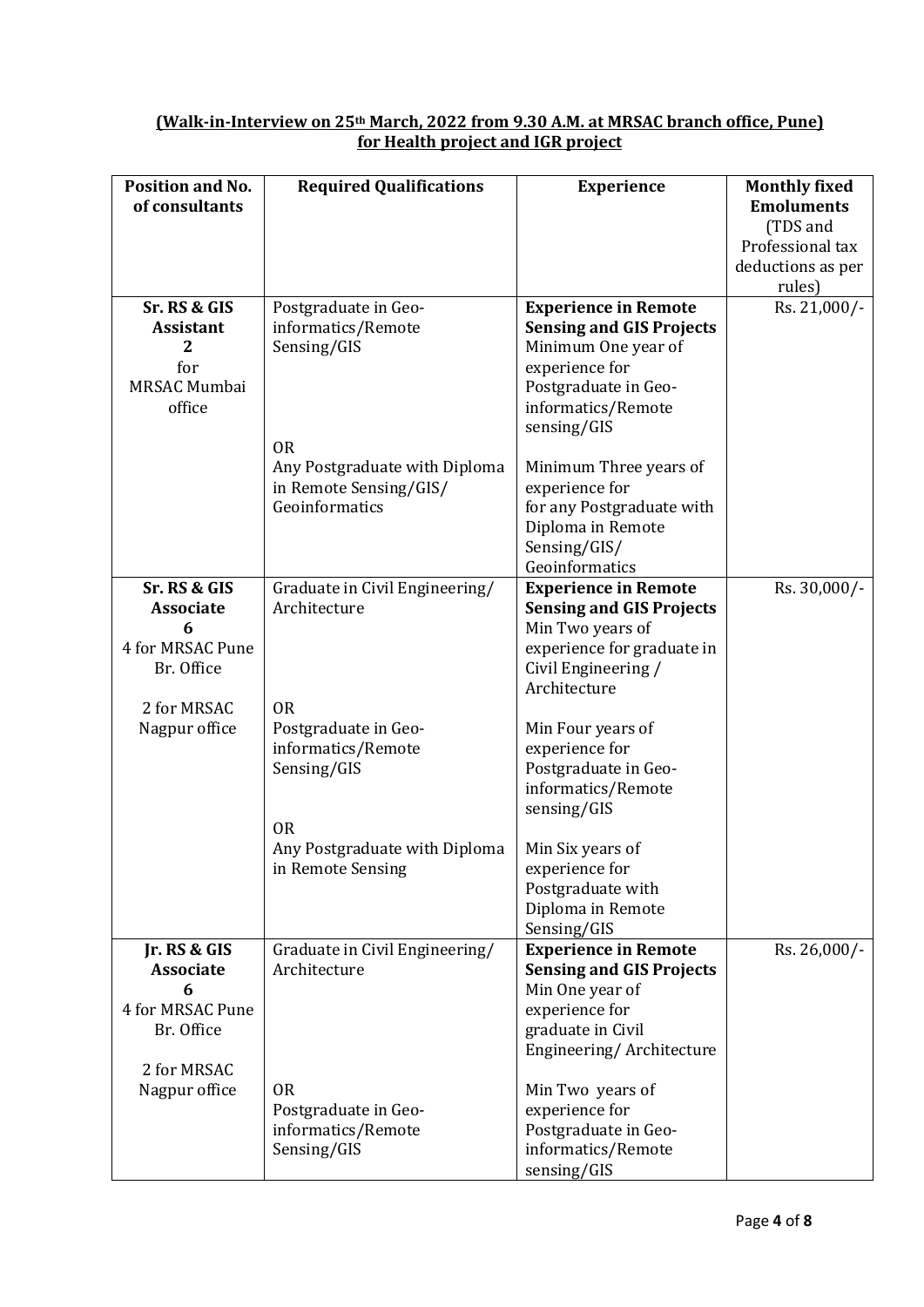**(Walk-in-Interview on 25th March, 2022 from 9.30 A.M. at MRSAC branch office, Pune) for Health project and IGR project**

| Position and No. of consultants | Required Qualifications | Experience | Monthly fixed Emoluments (TDS and Professional tax deductions as per rules) |
|---|---|---|---|
| **Sr. RS & GIS Assistant** **2** for MRSAC Mumbai office | Postgraduate in Geo-informatics/Remote Sensing/GIS<br><br>OR<br>Any Postgraduate with Diploma in Remote Sensing/GIS/ Geoinformatics | **Experience in Remote Sensing and GIS Projects**<br>Minimum One year of experience for Postgraduate in Geo-informatics/Remote sensing/GIS<br><br>Minimum Three years of experience for for any Postgraduate with Diploma in Remote Sensing/GIS/ Geoinformatics | Rs. 21,000/- |
| **Sr. RS & GIS Associate** **6** 4 for MRSAC Pune Br. Office<br><br>2 for MRSAC Nagpur office | Graduate in Civil Engineering/ Architecture<br><br>OR<br>Postgraduate in Geo-informatics/Remote Sensing/GIS<br><br>OR<br>Any Postgraduate with Diploma in Remote Sensing | **Experience in Remote Sensing and GIS Projects**<br>Min Two years of experience for graduate in Civil Engineering / Architecture<br><br>Min Four years of experience for Postgraduate in Geo-informatics/Remote sensing/GIS<br><br>Min Six years of experience for Postgraduate with Diploma in Remote Sensing/GIS | Rs. 30,000/- |
| **Jr. RS & GIS Associate** **6** 4 for MRSAC Pune Br. Office<br><br>2 for MRSAC Nagpur office | Graduate in Civil Engineering/ Architecture<br><br>OR<br>Postgraduate in Geo-informatics/Remote Sensing/GIS | **Experience in Remote Sensing and GIS Projects**<br>Min One year of experience for graduate in Civil Engineering/ Architecture<br><br>Min Two years of experience for Postgraduate in Geo-informatics/Remote sensing/GIS | Rs. 26,000/- |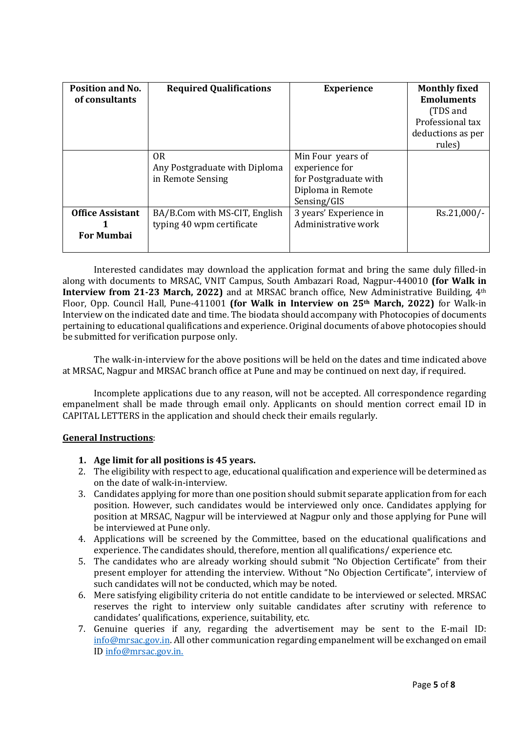| Position and No. of consultants | Required Qualifications | Experience | Monthly fixed Emoluments (TDS and Professional tax deductions as per rules) |
|---|---|---|---|
| | OR<br>Any Postgraduate with Diploma in Remote Sensing | Min Four years of experience for for Postgraduate with Diploma in Remote Sensing/GIS | |
| **Office Assistant 1 For Mumbai** | BA/B.Com with MS-CIT, English typing 40 wpm certificate | 3 years' Experience in Administrative work | Rs.21,000/- |

Interested candidates may download the application format and bring the same duly filled-in along with documents to MRSAC, VNIT Campus, South Ambazari Road, Nagpur-440010 **(for Walk in Interview from 21-23 March, 2022)** and at MRSAC branch office, New Administrative Building, 4th Floor, Opp. Council Hall, Pune-411001 **(for Walk in Interview on 25th March, 2022)** for Walk-in Interview on the indicated date and time. The biodata should accompany with Photocopies of documents pertaining to educational qualifications and experience. Original documents of above photocopies should be submitted for verification purpose only.

The walk-in-interview for the above positions will be held on the dates and time indicated above at MRSAC, Nagpur and MRSAC branch office at Pune and may be continued on next day, if required.

Incomplete applications due to any reason, will not be accepted. All correspondence regarding empanelment shall be made through email only. Applicants on should mention correct email ID in CAPITAL LETTERS in the application and should check their emails regularly.

**General Instructions**:

1. **Age limit for all positions is 45 years.**
2. The eligibility with respect to age, educational qualification and experience will be determined as on the date of walk-in-interview.
3. Candidates applying for more than one position should submit separate application from for each position. However, such candidates would be interviewed only once. Candidates applying for position at MRSAC, Nagpur will be interviewed at Nagpur only and those applying for Pune will be interviewed at Pune only.
4. Applications will be screened by the Committee, based on the educational qualifications and experience. The candidates should, therefore, mention all qualifications/ experience etc.
5. The candidates who are already working should submit "No Objection Certificate" from their present employer for attending the interview. Without "No Objection Certificate", interview of such candidates will not be conducted, which may be noted.
6. Mere satisfying eligibility criteria do not entitle candidate to be interviewed or selected. MRSAC reserves the right to interview only suitable candidates after scrutiny with reference to candidates' qualifications, experience, suitability, etc.
7. Genuine queries if any, regarding the advertisement may be sent to the E-mail ID: info@mrsac.gov.in. All other communication regarding empanelment will be exchanged on email ID info@mrsac.gov.in.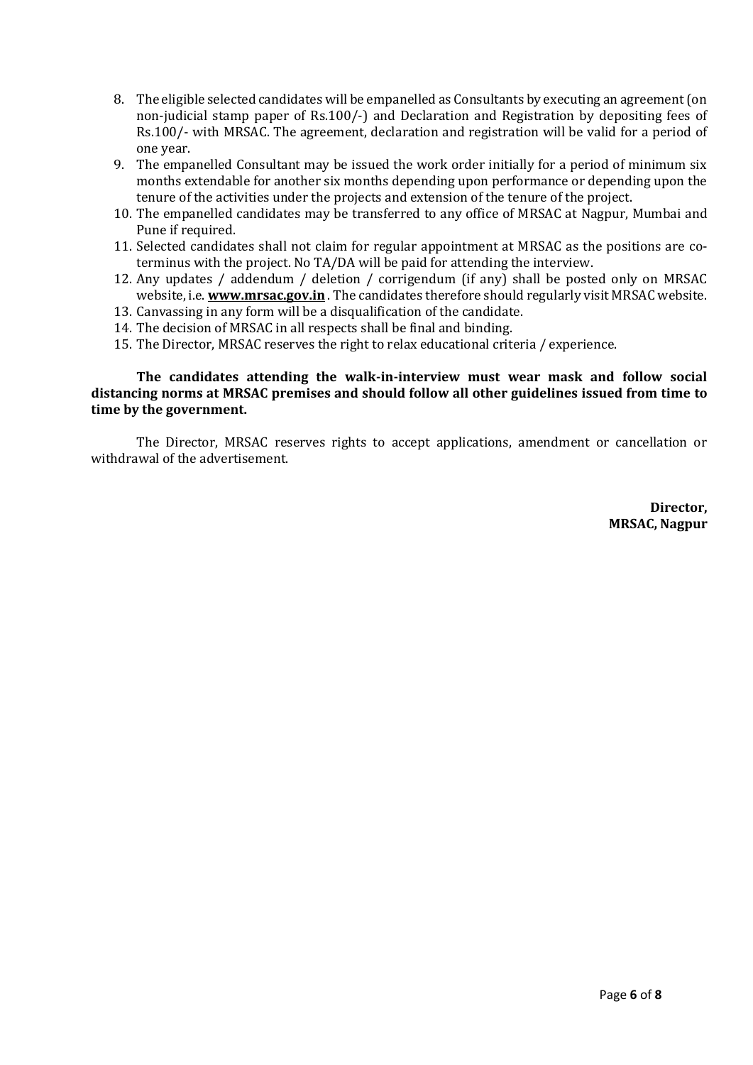8. The eligible selected candidates will be empanelled as Consultants by executing an agreement (on non-judicial stamp paper of Rs.100/-) and Declaration and Registration by depositing fees of Rs.100/- with MRSAC. The agreement, declaration and registration will be valid for a period of one year.
9. The empanelled Consultant may be issued the work order initially for a period of minimum six months extendable for another six months depending upon performance or depending upon the tenure of the activities under the projects and extension of the tenure of the project.
10. The empanelled candidates may be transferred to any office of MRSAC at Nagpur, Mumbai and Pune if required.
11. Selected candidates shall not claim for regular appointment at MRSAC as the positions are co-terminus with the project. No TA/DA will be paid for attending the interview.
12. Any updates / addendum / deletion / corrigendum (if any) shall be posted only on MRSAC website, i.e. **www.mrsac.gov.in** . The candidates therefore should regularly visit MRSAC website.
13. Canvassing in any form will be a disqualification of the candidate.
14. The decision of MRSAC in all respects shall be final and binding.
15. The Director, MRSAC reserves the right to relax educational criteria / experience.

**The candidates attending the walk-in-interview must wear mask and follow social distancing norms at MRSAC premises and should follow all other guidelines issued from time to time by the government.**

The Director, MRSAC reserves rights to accept applications, amendment or cancellation or withdrawal of the advertisement.

**Director,**
**MRSAC, Nagpur**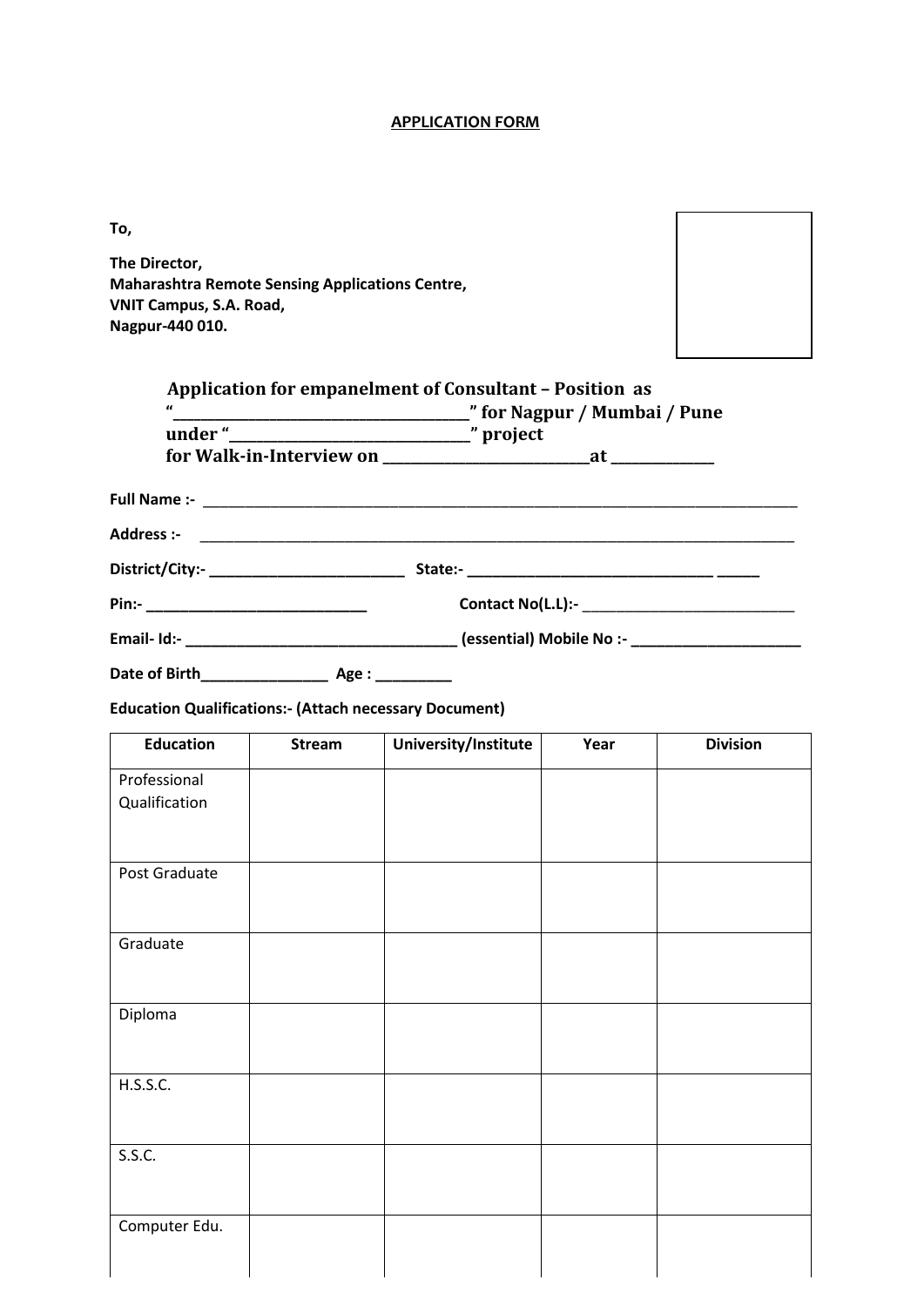**APPLICATION FORM**

**To,**

**The Director,**
**Maharashtra Remote Sensing Applications Centre,**
**VNIT Campus, S.A. Road,**
**Nagpur-440 010.**

**Application for empanelment of Consultant – Position as "____________________________________" for Nagpur / Mumbai / Pune under "______________________________" project for Walk-in-Interview on __________________________at _____________**

**Full Name :-** ___________________________________________________________________________

**Address :-** ___________________________________________________________________________

**District/City:-** ________________________ **State:-** _______________________________ _____

**Pin:-** ___________________________ **Contact No(L.L):-** __________________________

**Email- Id:-** ________________________________ **(essential) Mobile No :-** ____________________

**Date of Birth**_______________ **Age :** _________

**Education Qualifications:- (Attach necessary Document)**

| Education | Stream | University/Institute | Year | Division |
|---|---|---|---|---|
| Professional Qualification | | | | |
| Post Graduate | | | | |
| Graduate | | | | |
| Diploma | | | | |
| H.S.S.C. | | | | |
| S.S.C. | | | | |
| Computer Edu. | | | | |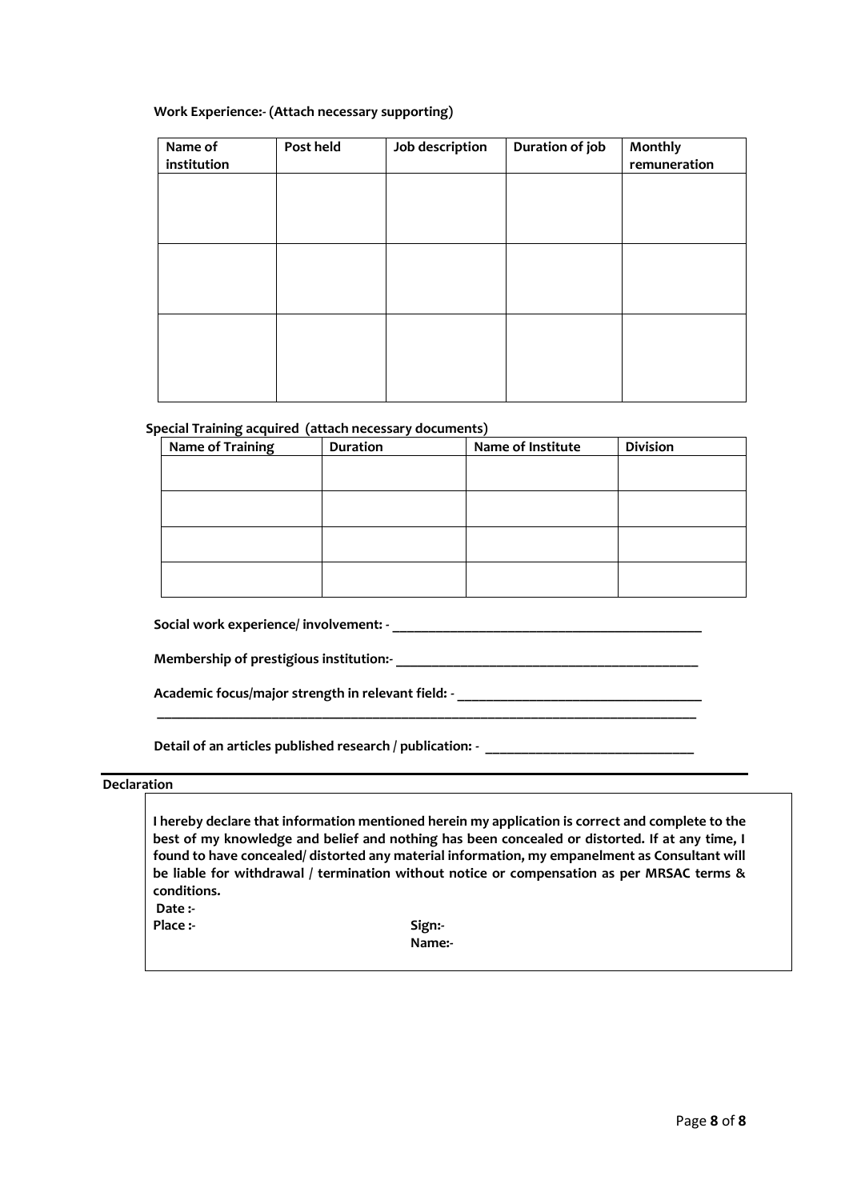**Work Experience:- (Attach necessary supporting)**

| Name of institution | Post held | Job description | Duration of job | Monthly remuneration |
|---|---|---|---|---|
| | | | | |
| | | | | |
| | | | | |

**Special Training acquired (attach necessary documents)**

| Name of Training | Duration | Name of Institute | Division |
|---|---|---|---|
| | | | |
| | | | |
| | | | |
| | | | |

**Social work experience/ involvement: - \_\_\_\_\_\_\_\_\_\_\_\_\_\_\_\_\_\_\_\_\_\_\_\_\_\_\_\_\_\_\_\_\_\_\_\_\_\_\_\_\_\_\_\_**

**Membership of prestigious institution:- \_\_\_\_\_\_\_\_\_\_\_\_\_\_\_\_\_\_\_\_\_\_\_\_\_\_\_\_\_\_\_\_\_\_\_\_\_\_\_\_\_\_\_\_**

**Academic focus/major strength in relevant field: - \_\_\_\_\_\_\_\_\_\_\_\_\_\_\_\_\_\_\_\_\_\_\_\_\_\_\_\_\_\_\_\_\_\_\_**

**\_\_\_\_\_\_\_\_\_\_\_\_\_\_\_\_\_\_\_\_\_\_\_\_\_\_\_\_\_\_\_\_\_\_\_\_\_\_\_\_\_\_\_\_\_\_\_\_\_\_\_\_\_\_\_\_\_\_\_\_\_\_\_\_\_\_\_\_\_\_\_\_\_\_\_\_\_\_**

**Detail of an articles published research / publication: - \_\_\_\_\_\_\_\_\_\_\_\_\_\_\_\_\_\_\_\_\_\_\_\_\_\_\_\_\_\_**

**Declaration**

**I hereby declare that information mentioned herein my application is correct and complete to the best of my knowledge and belief and nothing has been concealed or distorted. If at any time, I found to have concealed/ distorted any material information, my empanelment as Consultant will be liable for withdrawal / termination without notice or compensation as per MRSAC terms & conditions.**

**Date :-**

**Place :-** **Sign:-**

**Name:-**